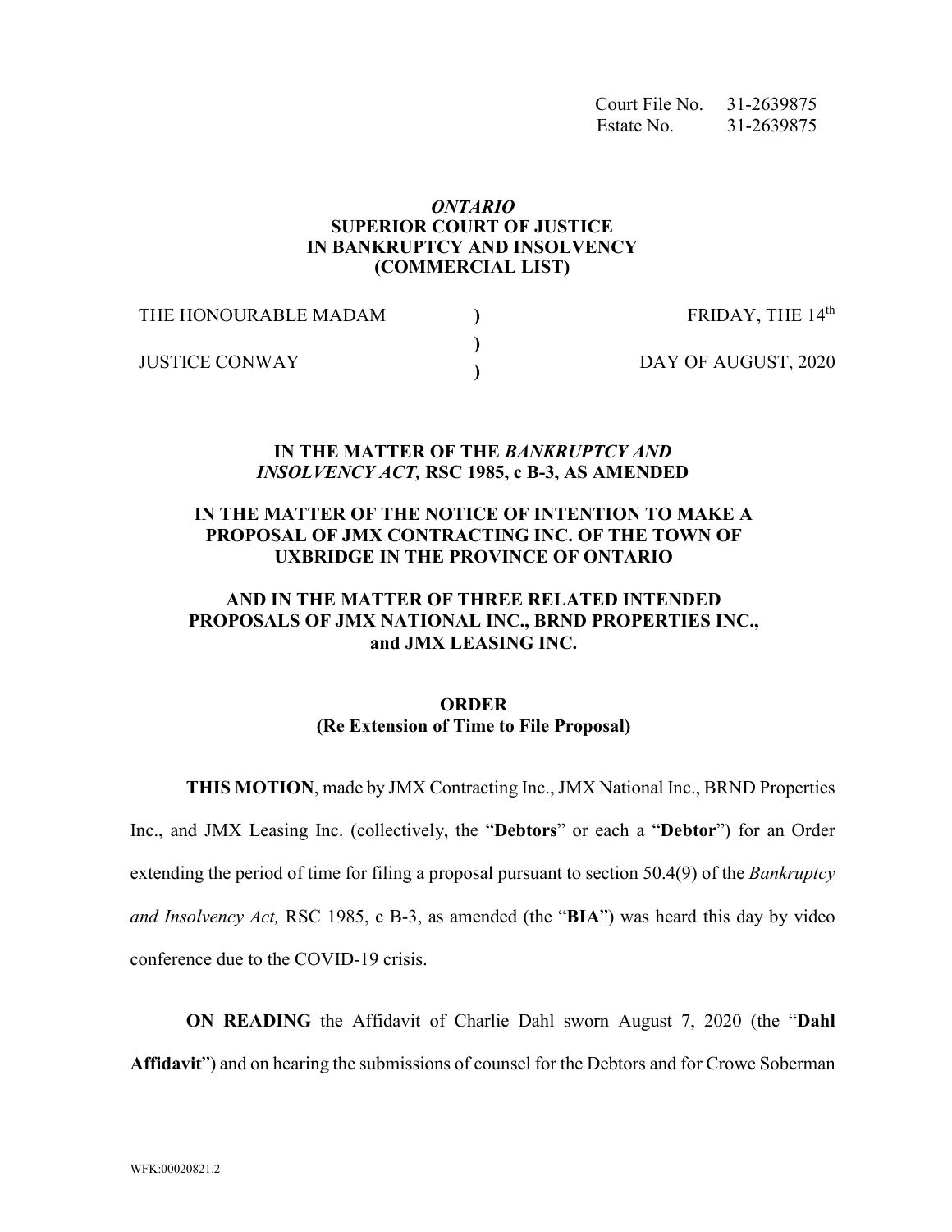Court File No. 31-2639875
Estate No. 31-2639875

***ONTARIO***
**SUPERIOR COURT OF JUSTICE**
**IN BANKRUPTCY AND INSOLVENCY**
**(COMMERCIAL LIST)**

| | | |
|---|---|---|
| THE HONOURABLE MADAM | ) | FRIDAY, THE 14th |
| | ) | |
| JUSTICE CONWAY | ) | DAY OF AUGUST, 2020 |

**IN THE MATTER OF THE *BANKRUPTCY AND INSOLVENCY ACT,* RSC 1985, c B-3, AS AMENDED**

**IN THE MATTER OF THE NOTICE OF INTENTION TO MAKE A PROPOSAL OF JMX CONTRACTING INC. OF THE TOWN OF UXBRIDGE IN THE PROVINCE OF ONTARIO**

**AND IN THE MATTER OF THREE RELATED INTENDED PROPOSALS OF JMX NATIONAL INC., BRND PROPERTIES INC., and JMX LEASING INC.**

**ORDER**
**(Re Extension of Time to File Proposal)**

**THIS MOTION**, made by JMX Contracting Inc., JMX National Inc., BRND Properties Inc., and JMX Leasing Inc. (collectively, the "**Debtors**" or each a "**Debtor**") for an Order extending the period of time for filing a proposal pursuant to section 50.4(9) of the *Bankruptcy and Insolvency Act,* RSC 1985, c B-3, as amended (the "**BIA**") was heard this day by video conference due to the COVID-19 crisis.

**ON READING** the Affidavit of Charlie Dahl sworn August 7, 2020 (the "**Dahl Affidavit**") and on hearing the submissions of counsel for the Debtors and for Crowe Soberman

WFK:00020821.2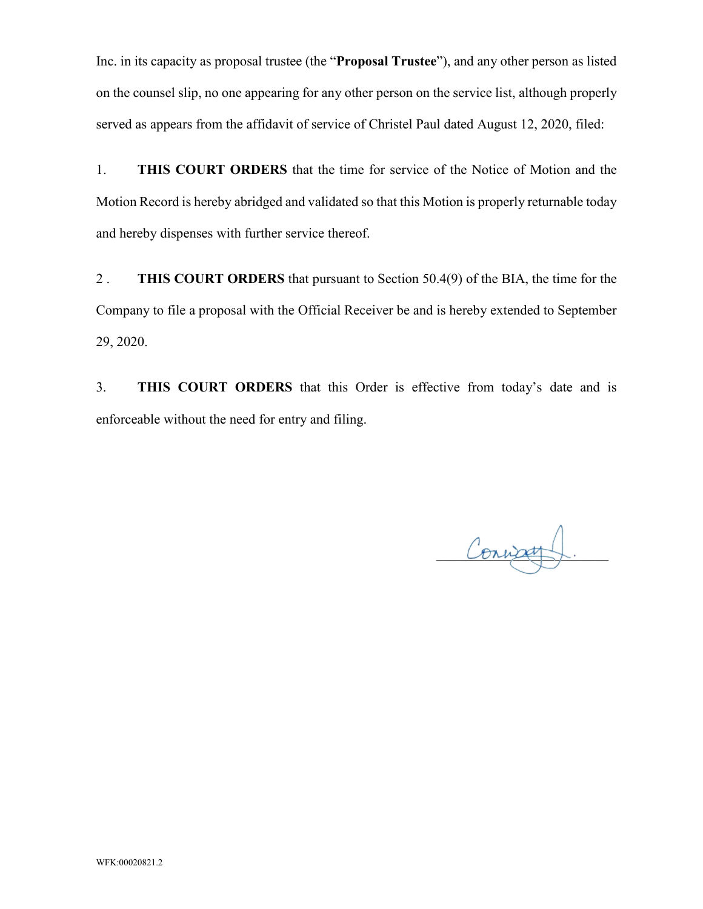Inc. in its capacity as proposal trustee (the "**Proposal Trustee**"), and any other person as listed on the counsel slip, no one appearing for any other person on the service list, although properly served as appears from the affidavit of service of Christel Paul dated August 12, 2020, filed:

1. **THIS COURT ORDERS** that the time for service of the Notice of Motion and the Motion Record is hereby abridged and validated so that this Motion is properly returnable today and hereby dispenses with further service thereof.

2 . **THIS COURT ORDERS** that pursuant to Section 50.4(9) of the BIA, the time for the Company to file a proposal with the Official Receiver be and is hereby extended to September 29, 2020.

3. **THIS COURT ORDERS** that this Order is effective from today's date and is enforceable without the need for entry and filing.

Conway J.

WFK:00020821.2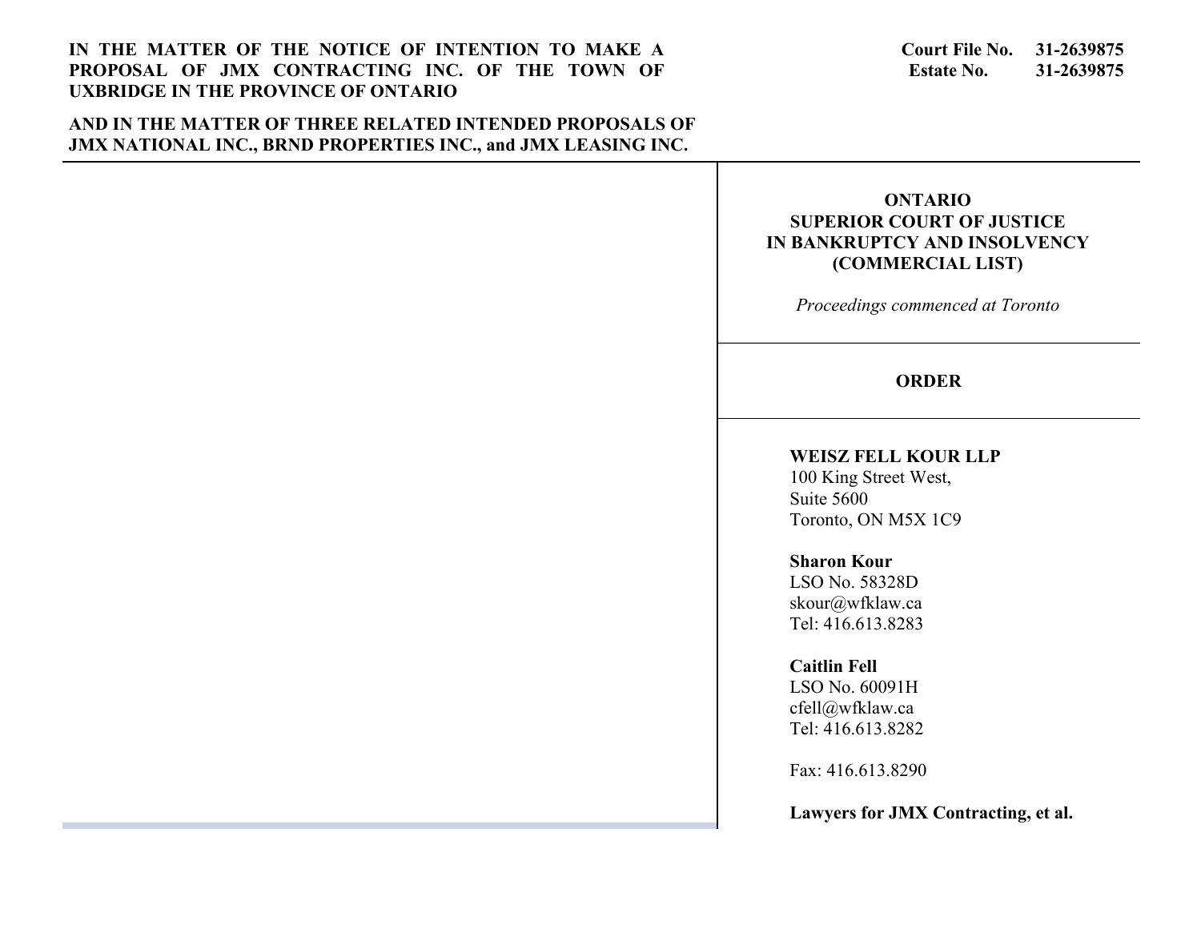**IN THE MATTER OF THE NOTICE OF INTENTION TO MAKE A PROPOSAL OF JMX CONTRACTING INC. OF THE TOWN OF UXBRIDGE IN THE PROVINCE OF ONTARIO**

**AND IN THE MATTER OF THREE RELATED INTENDED PROPOSALS OF JMX NATIONAL INC., BRND PROPERTIES INC., and JMX LEASING INC.**

**Court File No. 31-2639875**
**Estate No. 31-2639875**

**ONTARIO**
**SUPERIOR COURT OF JUSTICE**
**IN BANKRUPTCY AND INSOLVENCY**
**(COMMERCIAL LIST)**

*Proceedings commenced at Toronto*

**ORDER**

**WEISZ FELL KOUR LLP**
100 King Street West,
Suite 5600
Toronto, ON M5X 1C9

**Sharon Kour**
LSO No. 58328D
skour@wfklaw.ca
Tel: 416.613.8283

**Caitlin Fell**
LSO No. 60091H
cfell@wfklaw.ca
Tel: 416.613.8282

Fax: 416.613.8290

**Lawyers for JMX Contracting, et al.**